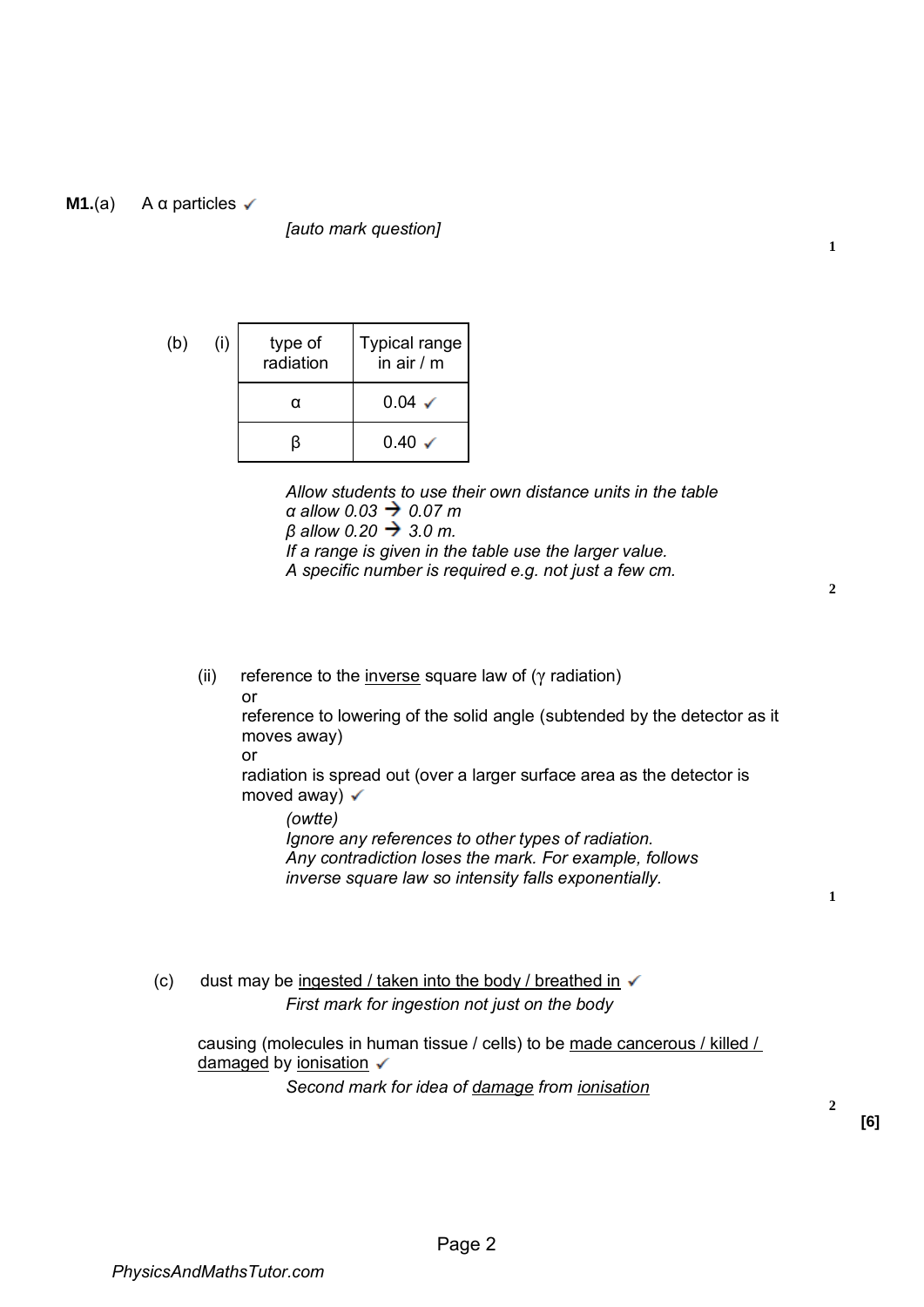**M1.**(a) A α particles ✓

*[auto mark question]*

1

(b) (i)

| type of radiation | Typical range in air / m |
|---|---|
| α | 0.04 ✓ |
| β | 0.40 ✓ |

*Allow students to use their own distance units in the table*
*α allow 0.03 → 0.07 m*
*β allow 0.20 → 3.0 m.*
*If a range is given in the table use the larger value.*
*A specific number is required e.g. not just a few cm.*

2

(ii) reference to the inverse square law of (γ radiation)
or
reference to lowering of the solid angle (subtended by the detector as it moves away)
or
radiation is spread out (over a larger surface area as the detector is moved away) ✓

*(owtte)*
*Ignore any references to other types of radiation.*
*Any contradiction loses the mark. For example, follows inverse square law so intensity falls exponentially.*

1

(c) dust may be ingested / taken into the body / breathed in ✓

*First mark for ingestion not just on the body*

causing (molecules in human tissue / cells) to be made cancerous / killed / damaged by ionisation ✓

*Second mark for idea of damage from ionisation*

2

**[6]**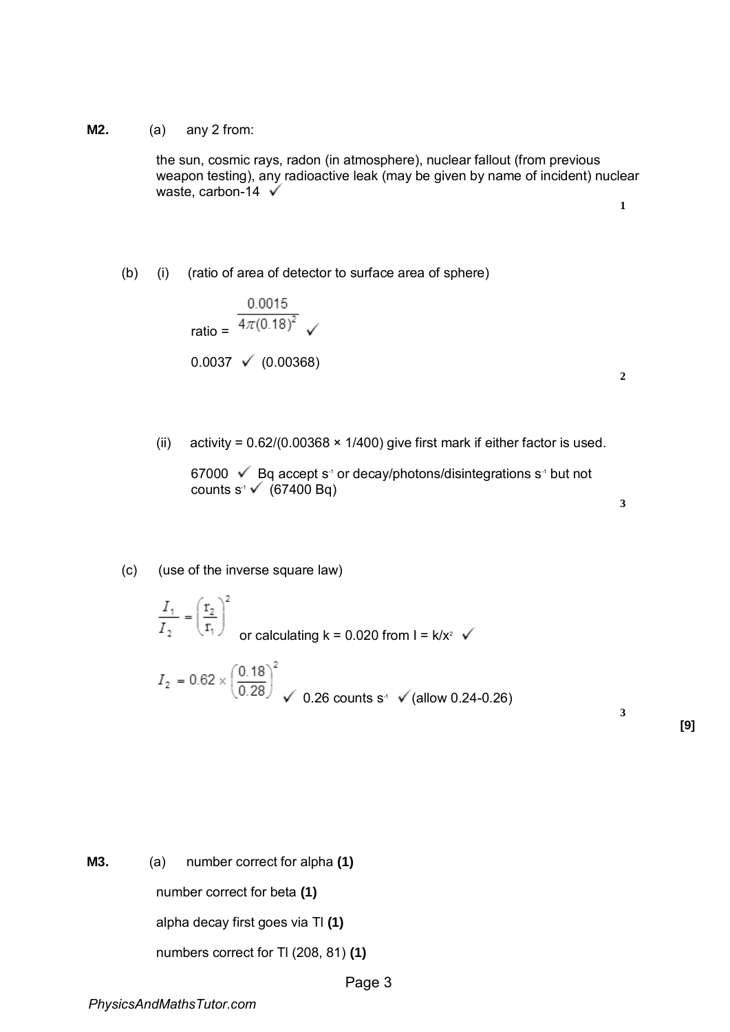**M2.** (a) any 2 from:

the sun, cosmic rays, radon (in atmosphere), nuclear fallout (from previous weapon testing), any radioactive leak (may be given by name of incident) nuclear waste, carbon-14 ✓

**1**

(b) (i) (ratio of area of detector to surface area of sphere)

ratio = $\dfrac{0.0015}{4\pi(0.18)^2}$ ✓

0.0037 ✓ (0.00368)

**2**

(ii) activity = 0.62/(0.00368 × 1/400) give first mark if either factor is used.

67000 ✓ Bq accept $s^{-1}$ or decay/photons/disintegrations $s^{-1}$ but not counts $s^{-1}$ ✓ (67400 Bq)

**3**

(c) (use of the inverse square law)

$\dfrac{I_1}{I_2} = \left(\dfrac{r_2}{r_1}\right)^2$ or calculating k = 0.020 from $I = k/x^2$ ✓

$I_2 = 0.62 \times \left(\dfrac{0.18}{0.28}\right)^2$ ✓ 0.26 counts $s^{-1}$ ✓ (allow 0.24-0.26)

**3**

**[9]**

**M3.** (a) number correct for alpha **(1)**

number correct for beta **(1)**

alpha decay first goes via Tl **(1)**

numbers correct for Tl (208, 81) **(1)**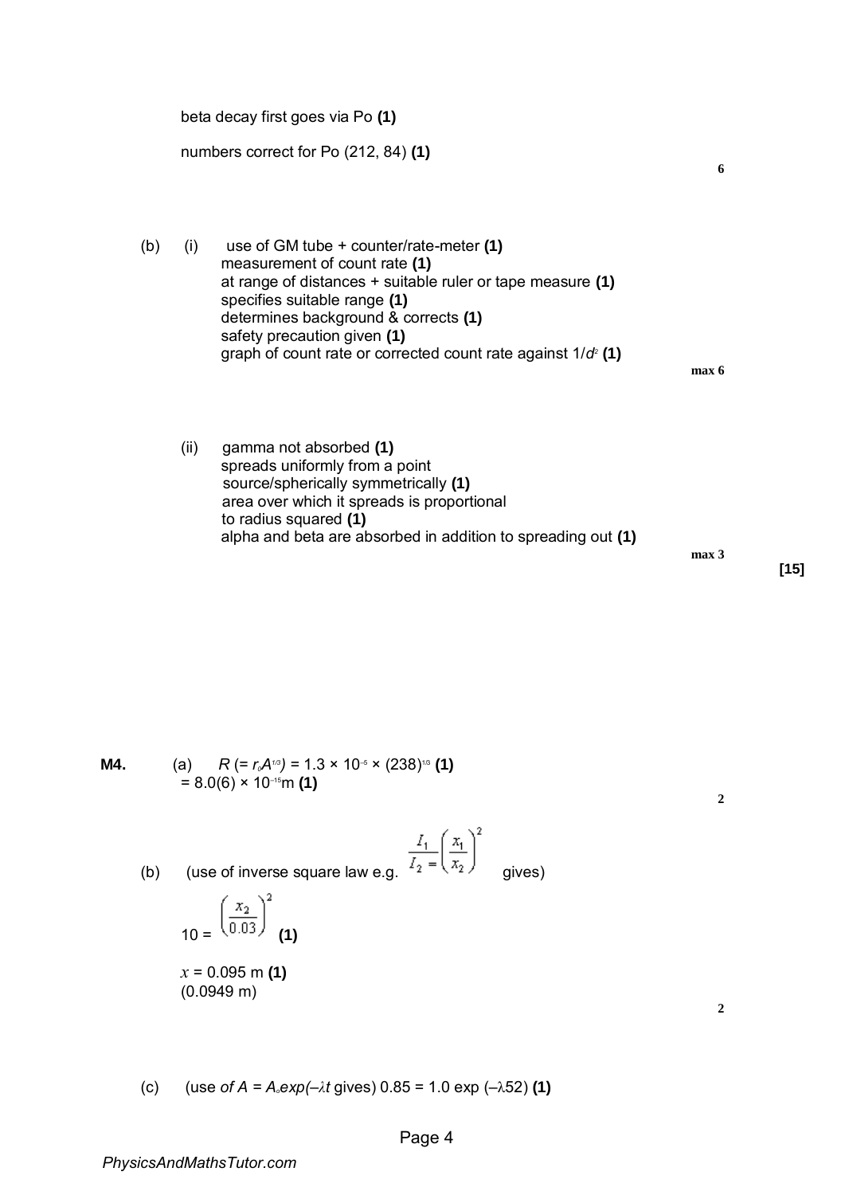beta decay first goes via Po **(1)**

numbers correct for Po (212, 84) **(1)**

**6**

(b) (i) use of GM tube + counter/rate-meter **(1)**
measurement of count rate **(1)**
at range of distances + suitable ruler or tape measure **(1)**
specifies suitable range **(1)**
determines background & corrects **(1)**
safety precaution given **(1)**
graph of count rate or corrected count rate against $1/d^2$ **(1)**

**max 6**

(ii) gamma not absorbed **(1)**
spreads uniformly from a point source/spherically symmetrically **(1)**
area over which it spreads is proportional to radius squared **(1)**
alpha and beta are absorbed in addition to spreading out **(1)**

**max 3**

**[15]**

**M4.** (a) $R$ (= $r_0 A^{1/3}$) = $1.3 \times 10^{-5} \times (238)^{1/3}$ **(1)**
= $8.0(6) \times 10^{-15}$m **(1)**

**2**

(b) (use of inverse square law e.g. $\frac{I_1}{I_2} = \left(\frac{x_1}{x_2}\right)^2$ gives)

$10 = \left(\frac{x_2}{0.03}\right)^2$ **(1)**

$x$ = 0.095 m **(1)**
(0.0949 m)

**2**

(c) (use of $A = A_o exp(-\lambda t)$ gives) $0.85 = 1.0 \exp(-\lambda 52)$ **(1)**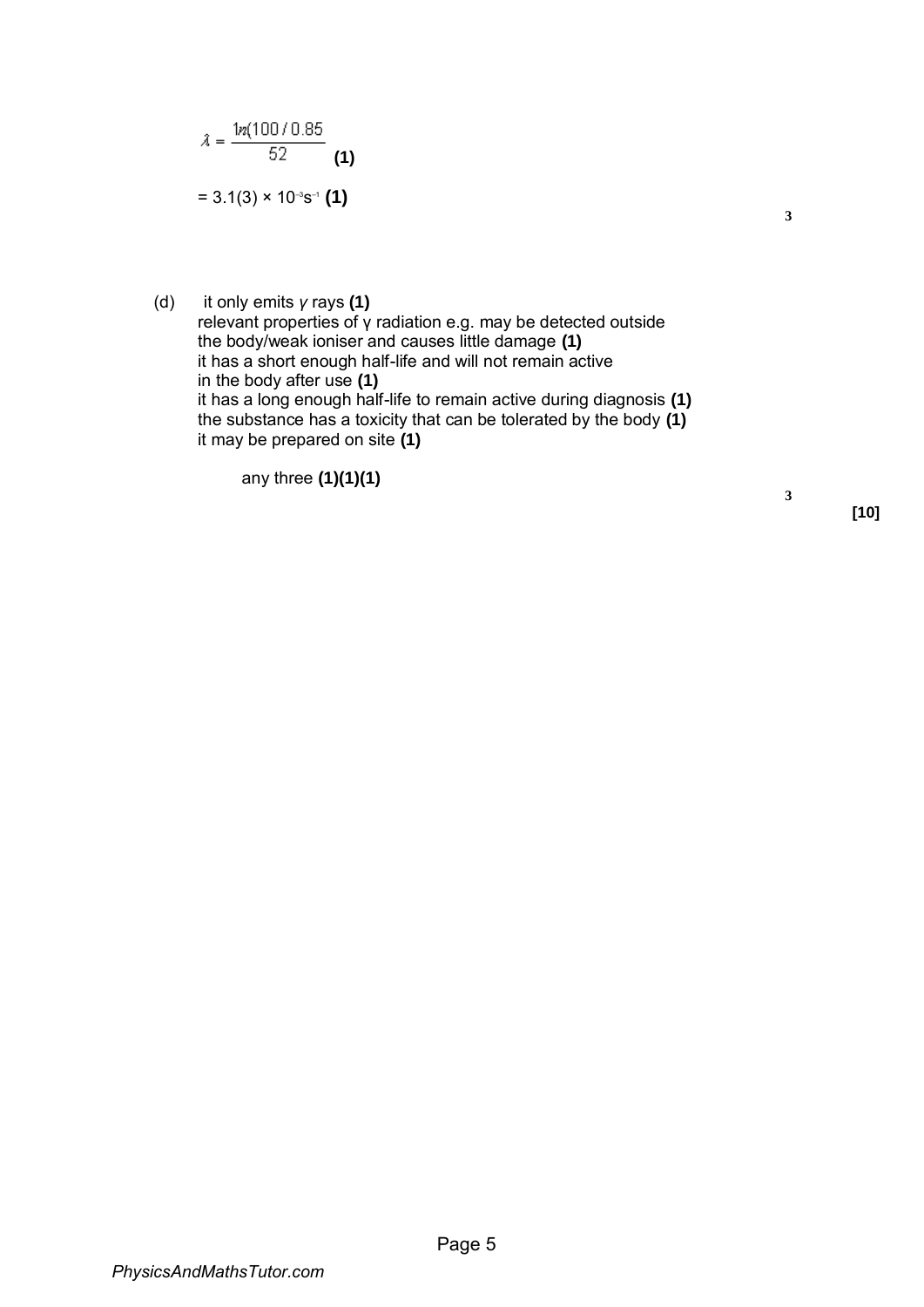$$\lambda = \frac{\ln(100/0.85)}{52}$$ **(1)**

$= 3.1(3) \times 10^{-3} s^{-1}$ **(1)**

3

(d) it only emits $\gamma$ rays **(1)**
relevant properties of $\gamma$ radiation e.g. may be detected outside the body/weak ioniser and causes little damage **(1)**
it has a short enough half-life and will not remain active in the body after use **(1)**
it has a long enough half-life to remain active during diagnosis **(1)**
the substance has a toxicity that can be tolerated by the body **(1)**
it may be prepared on site **(1)**

any three **(1)(1)(1)**

3

**[10]**